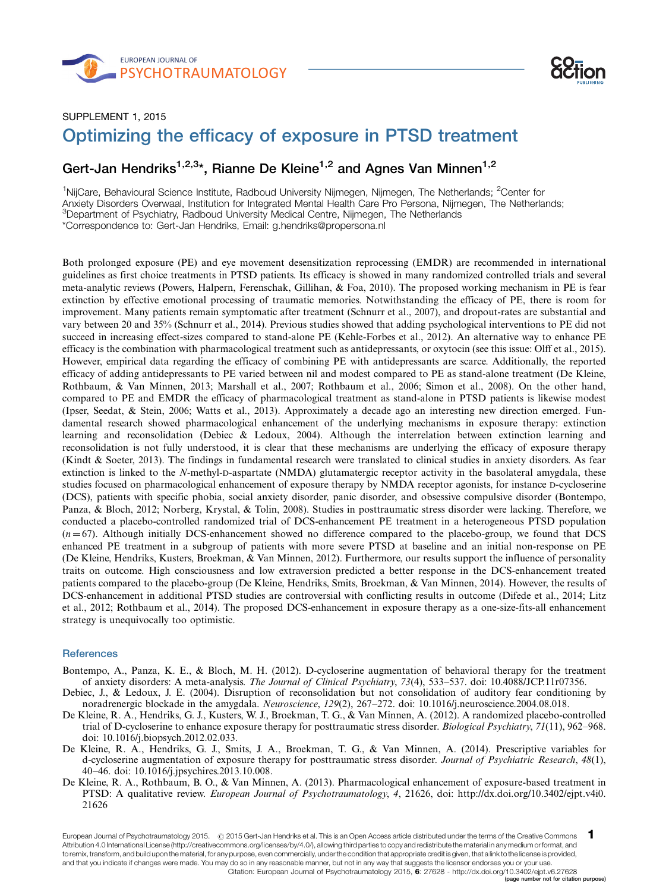SUPPLEMENT 1, 2015

# Optimizing the efficacy of exposure in PTSD treatment

## Gert-Jan Hendriks[1,2,3]*, Rianne De Kleine[1,2] and Agnes Van Minnen[1,2]

[1]NijCare, Behavioural Science Institute, Radboud University Nijmegen, Nijmegen, The Netherlands; [2]Center for Anxiety Disorders Overwaal, Institution for Integrated Mental Health Care Pro Persona, Nijmegen, The Netherlands; [3]Department of Psychiatry, Radboud University Medical Centre, Nijmegen, The Netherlands

*Correspondence to: Gert-Jan Hendriks, Email: g.hendriks@propersona.nl

Both prolonged exposure (PE) and eye movement desensitization reprocessing (EMDR) are recommended in international guidelines as first choice treatments in PTSD patients. Its efficacy is showed in many randomized controlled trials and several meta-analytic reviews (Powers, Halpern, Ferenschak, Gillihan, & Foa, 2010). The proposed working mechanism in PE is fear extinction by effective emotional processing of traumatic memories. Notwithstanding the efficacy of PE, there is room for improvement. Many patients remain symptomatic after treatment (Schnurr et al., 2007), and dropout-rates are substantial and vary between 20 and 35% (Schnurr et al., 2014). Previous studies showed that adding psychological interventions to PE did not succeed in increasing effect-sizes compared to stand-alone PE (Kehle-Forbes et al., 2012). An alternative way to enhance PE efficacy is the combination with pharmacological treatment such as antidepressants, or oxytocin (see this issue: Olff et al., 2015). However, empirical data regarding the efficacy of combining PE with antidepressants are scarce. Additionally, the reported efficacy of adding antidepressants to PE varied between nil and modest compared to PE as stand-alone treatment (De Kleine, Rothbaum, & Van Minnen, 2013; Marshall et al., 2007; Rothbaum et al., 2006; Simon et al., 2008). On the other hand, compared to PE and EMDR the efficacy of pharmacological treatment as stand-alone in PTSD patients is likewise modest (Ipser, Seedat, & Stein, 2006; Watts et al., 2013). Approximately a decade ago an interesting new direction emerged. Fundamental research showed pharmacological enhancement of the underlying mechanisms in exposure therapy: extinction learning and reconsolidation (Debiec & Ledoux, 2004). Although the interrelation between extinction learning and reconsolidation is not fully understood, it is clear that these mechanisms are underlying the efficacy of exposure therapy (Kindt & Soeter, 2013). The findings in fundamental research were translated to clinical studies in anxiety disorders. As fear extinction is linked to the *N*-methyl-D-aspartate (NMDA) glutamatergic receptor activity in the basolateral amygdala, these studies focused on pharmacological enhancement of exposure therapy by NMDA receptor agonists, for instance D-cycloserine (DCS), patients with specific phobia, social anxiety disorder, panic disorder, and obsessive compulsive disorder (Bontempo, Panza, & Bloch, 2012; Norberg, Krystal, & Tolin, 2008). Studies in posttraumatic stress disorder were lacking. Therefore, we conducted a placebo-controlled randomized trial of DCS-enhancement PE treatment in a heterogeneous PTSD population ($n = 67$). Although initially DCS-enhancement showed no difference compared to the placebo-group, we found that DCS enhanced PE treatment in a subgroup of patients with more severe PTSD at baseline and an initial non-response on PE (De Kleine, Hendriks, Kusters, Broekman, & Van Minnen, 2012). Furthermore, our results support the influence of personality traits on outcome. High consciousness and low extraversion predicted a better response in the DCS-enhancement treated patients compared to the placebo-group (De Kleine, Hendriks, Smits, Broekman, & Van Minnen, 2014). However, the results of DCS-enhancement in additional PTSD studies are controversial with conflicting results in outcome (Difede et al., 2014; Litz et al., 2012; Rothbaum et al., 2014). The proposed DCS-enhancement in exposure therapy as a one-size-fits-all enhancement strategy is unequivocally too optimistic.

### References

Bontempo, A., Panza, K. E., & Bloch, M. H. (2012). D-cycloserine augmentation of behavioral therapy for the treatment of anxiety disorders: A meta-analysis. *The Journal of Clinical Psychiatry*, *73*(4), 533–537. doi: 10.4088/JCP.11r07356.

Debiec, J., & Ledoux, J. E. (2004). Disruption of reconsolidation but not consolidation of auditory fear conditioning by noradrenergic blockade in the amygdala. *Neuroscience*, *129*(2), 267–272. doi: 10.1016/j.neuroscience.2004.08.018.

De Kleine, R. A., Hendriks, G. J., Kusters, W. J., Broekman, T. G., & Van Minnen, A. (2012). A randomized placebo-controlled trial of D-cycloserine to enhance exposure therapy for posttraumatic stress disorder. *Biological Psychiatry*, *71*(11), 962–968. doi: 10.1016/j.biopsych.2012.02.033.

De Kleine, R. A., Hendriks, G. J., Smits, J. A., Broekman, T. G., & Van Minnen, A. (2014). Prescriptive variables for d-cycloserine augmentation of exposure therapy for posttraumatic stress disorder. *Journal of Psychiatric Research*, *48*(1), 40–46. doi: 10.1016/j.jpsychires.2013.10.008.

De Kleine, R. A., Rothbaum, B. O., & Van Minnen, A. (2013). Pharmacological enhancement of exposure-based treatment in PTSD: A qualitative review. *European Journal of Psychotraumatology*, *4*, 21626, doi: http://dx.doi.org/10.3402/ejpt.v4i0.21626

European Journal of Psychotraumatology 2015. © 2015 Gert-Jan Hendriks et al. This is an Open Access article distributed under the terms of the Creative Commons Attribution 4.0 International License (http://creativecommons.org/licenses/by/4.0/), allowing third parties to copy and redistribute the material in any medium or format, and to remix, transform, and build upon the material, for any purpose, even commercially, under the condition that appropriate credit is given, that a link to the license is provided, and that you indicate if changes were made. You may do so in any reasonable manner, but not in any way that suggests the licensor endorses you or your use.

Citation: European Journal of Psychotraumatology 2015, **6**: 27628 - http://dx.doi.org/10.3402/ejpt.v6.27628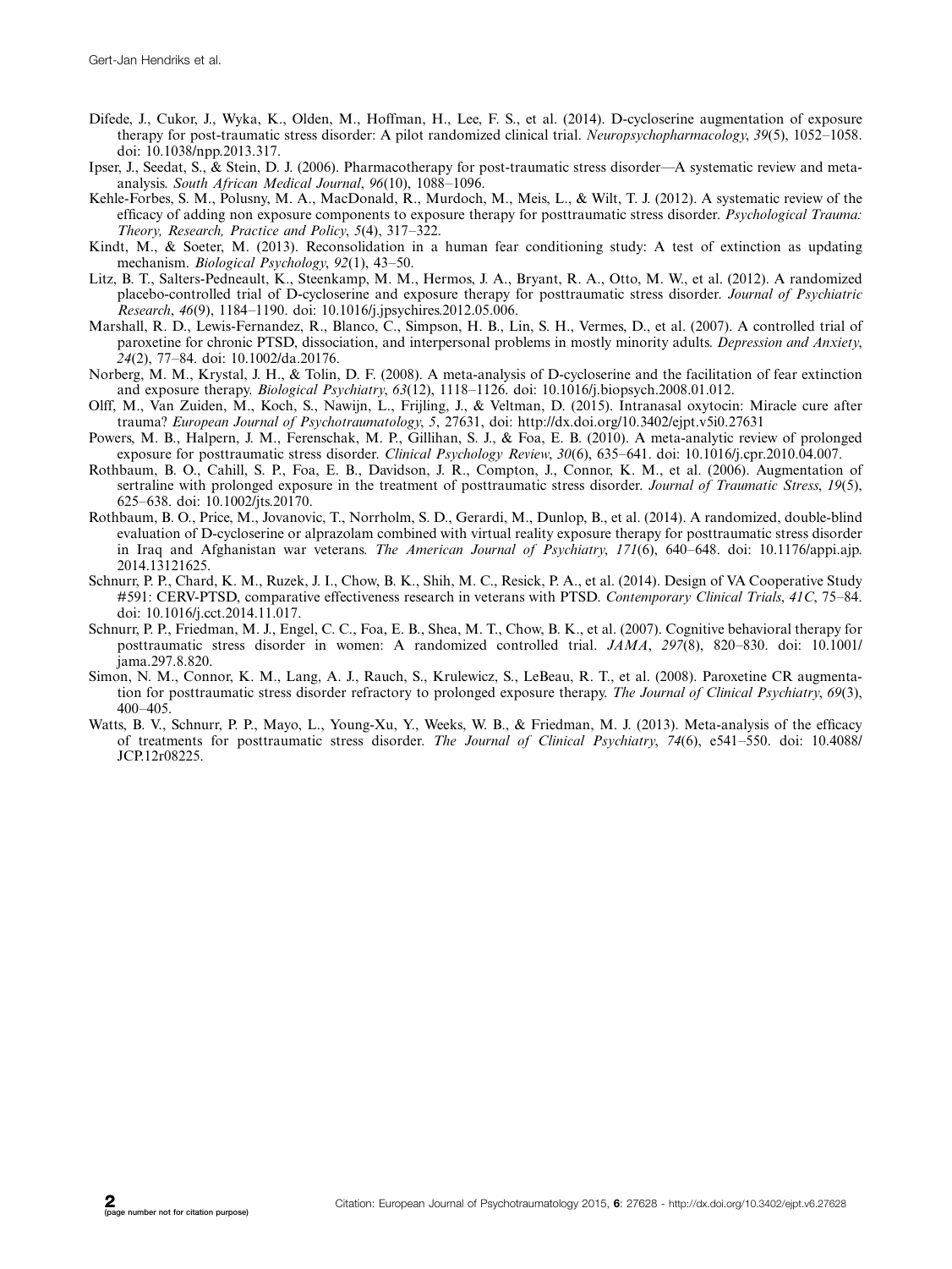Difede, J., Cukor, J., Wyka, K., Olden, M., Hoffman, H., Lee, F. S., et al. (2014). D-cycloserine augmentation of exposure therapy for post-traumatic stress disorder: A pilot randomized clinical trial. *Neuropsychopharmacology*, *39*(5), 1052–1058. doi: 10.1038/npp.2013.317.

Ipser, J., Seedat, S., & Stein, D. J. (2006). Pharmacotherapy for post-traumatic stress disorder—A systematic review and meta-analysis. *South African Medical Journal*, *96*(10), 1088–1096.

Kehle-Forbes, S. M., Polusny, M. A., MacDonald, R., Murdoch, M., Meis, L., & Wilt, T. J. (2012). A systematic review of the efficacy of adding non exposure components to exposure therapy for posttraumatic stress disorder. *Psychological Trauma: Theory, Research, Practice and Policy*, *5*(4), 317–322.

Kindt, M., & Soeter, M. (2013). Reconsolidation in a human fear conditioning study: A test of extinction as updating mechanism. *Biological Psychology*, *92*(1), 43–50.

Litz, B. T., Salters-Pedneault, K., Steenkamp, M. M., Hermos, J. A., Bryant, R. A., Otto, M. W., et al. (2012). A randomized placebo-controlled trial of D-cycloserine and exposure therapy for posttraumatic stress disorder. *Journal of Psychiatric Research*, *46*(9), 1184–1190. doi: 10.1016/j.jpsychires.2012.05.006.

Marshall, R. D., Lewis-Fernandez, R., Blanco, C., Simpson, H. B., Lin, S. H., Vermes, D., et al. (2007). A controlled trial of paroxetine for chronic PTSD, dissociation, and interpersonal problems in mostly minority adults. *Depression and Anxiety*, *24*(2), 77–84. doi: 10.1002/da.20176.

Norberg, M. M., Krystal, J. H., & Tolin, D. F. (2008). A meta-analysis of D-cycloserine and the facilitation of fear extinction and exposure therapy. *Biological Psychiatry*, *63*(12), 1118–1126. doi: 10.1016/j.biopsych.2008.01.012.

Olff, M., Van Zuiden, M., Koch, S., Nawijn, L., Frijling, J., & Veltman, D. (2015). Intranasal oxytocin: Miracle cure after trauma? *European Journal of Psychotraumatology*, *5*, 27631, doi: http://dx.doi.org/10.3402/ejpt.v5i0.27631

Powers, M. B., Halpern, J. M., Ferenschak, M. P., Gillihan, S. J., & Foa, E. B. (2010). A meta-analytic review of prolonged exposure for posttraumatic stress disorder. *Clinical Psychology Review*, *30*(6), 635–641. doi: 10.1016/j.cpr.2010.04.007.

Rothbaum, B. O., Cahill, S. P., Foa, E. B., Davidson, J. R., Compton, J., Connor, K. M., et al. (2006). Augmentation of sertraline with prolonged exposure in the treatment of posttraumatic stress disorder. *Journal of Traumatic Stress*, *19*(5), 625–638. doi: 10.1002/jts.20170.

Rothbaum, B. O., Price, M., Jovanovic, T., Norrholm, S. D., Gerardi, M., Dunlop, B., et al. (2014). A randomized, double-blind evaluation of D-cycloserine or alprazolam combined with virtual reality exposure therapy for posttraumatic stress disorder in Iraq and Afghanistan war veterans. *The American Journal of Psychiatry*, *171*(6), 640–648. doi: 10.1176/appi.ajp.2014.13121625.

Schnurr, P. P., Chard, K. M., Ruzek, J. I., Chow, B. K., Shih, M. C., Resick, P. A., et al. (2014). Design of VA Cooperative Study #591: CERV-PTSD, comparative effectiveness research in veterans with PTSD. *Contemporary Clinical Trials*, *41C*, 75–84. doi: 10.1016/j.cct.2014.11.017.

Schnurr, P. P., Friedman, M. J., Engel, C. C., Foa, E. B., Shea, M. T., Chow, B. K., et al. (2007). Cognitive behavioral therapy for posttraumatic stress disorder in women: A randomized controlled trial. *JAMA*, *297*(8), 820–830. doi: 10.1001/jama.297.8.820.

Simon, N. M., Connor, K. M., Lang, A. J., Rauch, S., Krulewicz, S., LeBeau, R. T., et al. (2008). Paroxetine CR augmentation for posttraumatic stress disorder refractory to prolonged exposure therapy. *The Journal of Clinical Psychiatry*, *69*(3), 400–405.

Watts, B. V., Schnurr, P. P., Mayo, L., Young-Xu, Y., Weeks, W. B., & Friedman, M. J. (2013). Meta-analysis of the efficacy of treatments for posttraumatic stress disorder. *The Journal of Clinical Psychiatry*, *74*(6), e541–550. doi: 10.4088/JCP.12r08225.